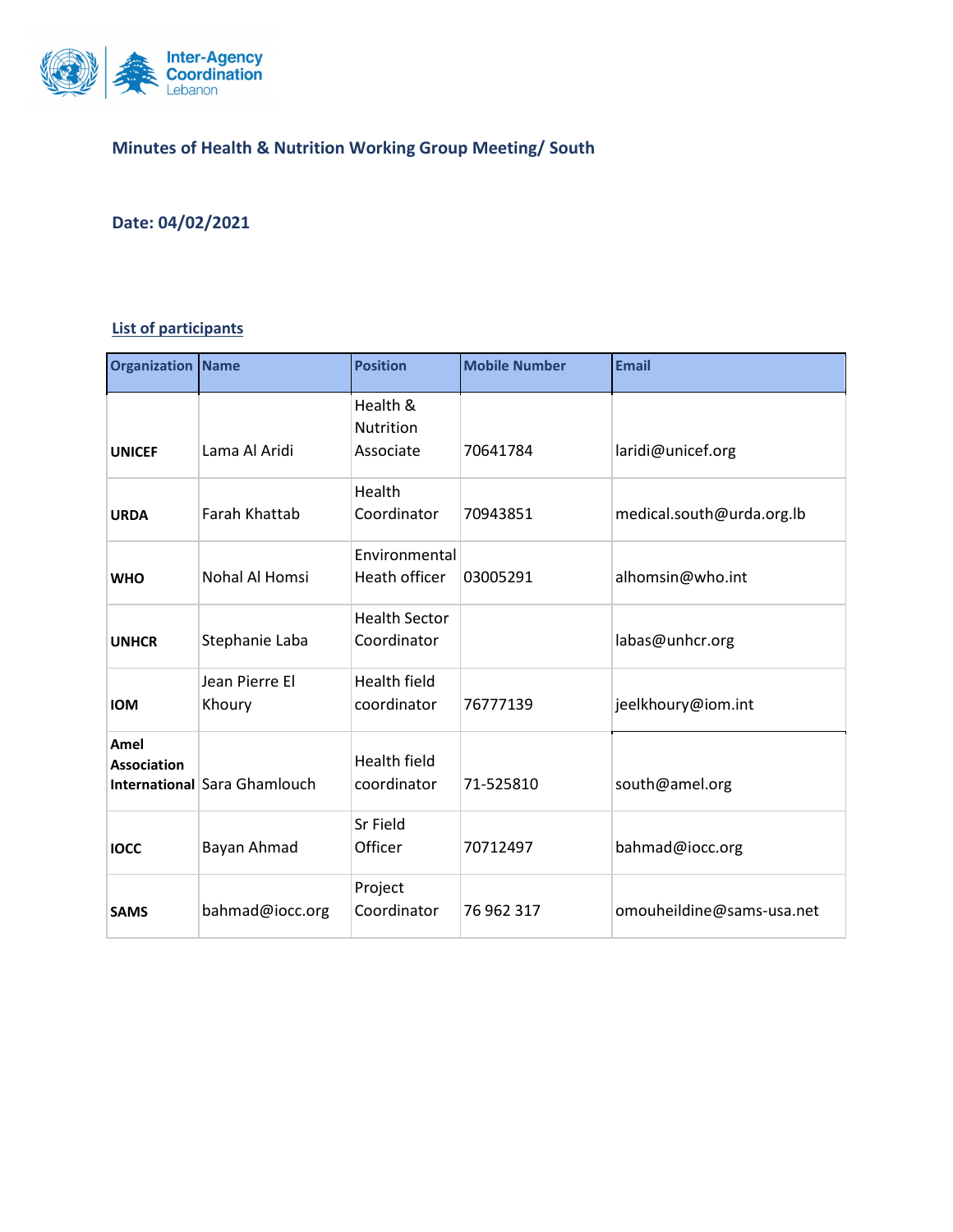**Minutes of Health & Nutrition Working Group Meeting/ South**

**Date: 04/02/2021**

**List of participants**

| Organization | Name | Position | Mobile Number | Email |
|---|---|---|---|---|
| **UNICEF** | Lama Al Aridi | Health & Nutrition Associate | 70641784 | laridi@unicef.org |
| **URDA** | Farah Khattab | Health Coordinator | 70943851 | medical.south@urda.org.lb |
| **WHO** | Nohal Al Homsi | Environmental Heath officer | 03005291 | alhomsin@who.int |
| **UNHCR** | Stephanie Laba | Health Sector Coordinator | | labas@unhcr.org |
| **IOM** | Jean Pierre El Khoury | Health field coordinator | 76777139 | jeelkhoury@iom.int |
| **Amel Association International** | Sara Ghamlouch | Health field coordinator | 71-525810 | south@amel.org |
| **IOCC** | Bayan Ahmad | Sr Field Officer | 70712497 | bahmad@iocc.org |
| **SAMS** | bahmad@iocc.org | Project Coordinator | 76 962 317 | omouheildine@sams-usa.net |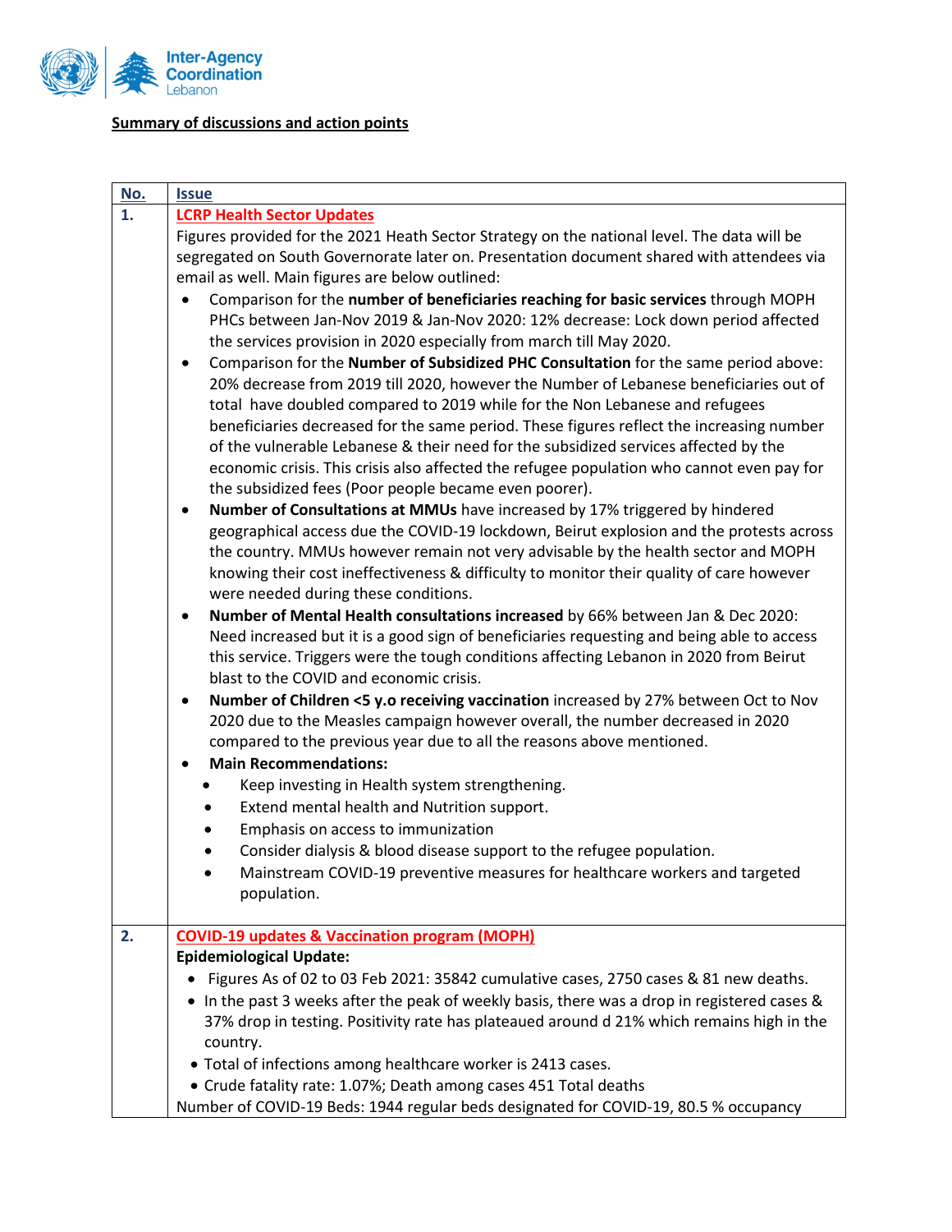**Summary of discussions and action points**

| No. | Issue |
|---|---|
| **1.** | **LCRP Health Sector Updates**<br>Figures provided for the 2021 Heath Sector Strategy on the national level. The data will be segregated on South Governorate later on. Presentation document shared with attendees via email as well. Main figures are below outlined:<br>• Comparison for the **number of beneficiaries reaching for basic services** through MOPH PHCs between Jan-Nov 2019 & Jan-Nov 2020: 12% decrease: Lock down period affected the services provision in 2020 especially from march till May 2020.<br>• Comparison for the **Number of Subsidized PHC Consultation** for the same period above: 20% decrease from 2019 till 2020, however the Number of Lebanese beneficiaries out of total have doubled compared to 2019 while for the Non Lebanese and refugees beneficiaries decreased for the same period. These figures reflect the increasing number of the vulnerable Lebanese & their need for the subsidized services affected by the economic crisis. This crisis also affected the refugee population who cannot even pay for the subsidized fees (Poor people became even poorer).<br>• **Number of Consultations at MMUs** have increased by 17% triggered by hindered geographical access due the COVID-19 lockdown, Beirut explosion and the protests across the country. MMUs however remain not very advisable by the health sector and MOPH knowing their cost ineffectiveness & difficulty to monitor their quality of care however were needed during these conditions.<br>• **Number of Mental Health consultations increased** by 66% between Jan & Dec 2020: Need increased but it is a good sign of beneficiaries requesting and being able to access this service. Triggers were the tough conditions affecting Lebanon in 2020 from Beirut blast to the COVID and economic crisis.<br>• **Number of Children <5 y.o receiving vaccination** increased by 27% between Oct to Nov 2020 due to the Measles campaign however overall, the number decreased in 2020 compared to the previous year due to all the reasons above mentioned.<br>• **Main Recommendations:**<br>  ◦ Keep investing in Health system strengthening.<br>  ◦ Extend mental health and Nutrition support.<br>  ◦ Emphasis on access to immunization<br>  ◦ Consider dialysis & blood disease support to the refugee population.<br>  ◦ Mainstream COVID-19 preventive measures for healthcare workers and targeted population. |
| **2.** | **COVID-19 updates & Vaccination program (MOPH)**<br>**Epidemiological Update:**<br>• Figures As of 02 to 03 Feb 2021: 35842 cumulative cases, 2750 cases & 81 new deaths.<br>• In the past 3 weeks after the peak of weekly basis, there was a drop in registered cases & 37% drop in testing. Positivity rate has plateaued around d 21% which remains high in the country.<br>• Total of infections among healthcare worker is 2413 cases.<br>• Crude fatality rate: 1.07%; Death among cases 451 Total deaths<br>Number of COVID-19 Beds: 1944 regular beds designated for COVID-19, 80.5 % occupancy |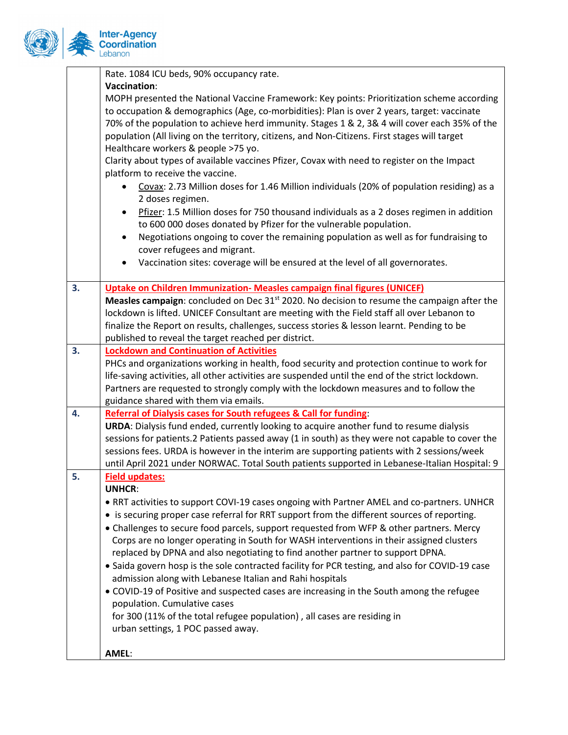| | |
|---|---|
| | Rate. 1084 ICU beds, 90% occupancy rate.<br>**Vaccination**:<br>MOPH presented the National Vaccine Framework: Key points: Prioritization scheme according to occupation & demographics (Age, co-morbidities): Plan is over 2 years, target: vaccinate 70% of the population to achieve herd immunity. Stages 1 & 2, 3& 4 will cover each 35% of the population (All living on the territory, citizens, and Non-Citizens. First stages will target Healthcare workers & people >75 yo.<br>Clarity about types of available vaccines Pfizer, Covax with need to register on the Impact platform to receive the vaccine.<br>• Covax: 2.73 Million doses for 1.46 Million individuals (20% of population residing) as a 2 doses regimen.<br>• Pfizer: 1.5 Million doses for 750 thousand individuals as a 2 doses regimen in addition to 600 000 doses donated by Pfizer for the vulnerable population.<br>• Negotiations ongoing to cover the remaining population as well as for fundraising to cover refugees and migrant.<br>• Vaccination sites: coverage will be ensured at the level of all governorates. |
| **3.** | **Uptake on Children Immunization- Measles campaign final figures (UNICEF)**<br>**Measles campaign**: concluded on Dec 31st 2020. No decision to resume the campaign after the lockdown is lifted. UNICEF Consultant are meeting with the Field staff all over Lebanon to finalize the Report on results, challenges, success stories & lesson learnt. Pending to be published to reveal the target reached per district. |
| **3.** | **Lockdown and Continuation of Activities**<br>PHCs and organizations working in health, food security and protection continue to work for life-saving activities, all other activities are suspended until the end of the strict lockdown. Partners are requested to strongly comply with the lockdown measures and to follow the guidance shared with them via emails. |
| **4.** | **Referral of Dialysis cases for South refugees & Call for funding**:<br>**URDA**: Dialysis fund ended, currently looking to acquire another fund to resume dialysis sessions for patients.2 Patients passed away (1 in south) as they were not capable to cover the sessions fees. URDA is however in the interim are supporting patients with 2 sessions/week until April 2021 under NORWAC. Total South patients supported in Lebanese-Italian Hospital: 9 |
| **5.** | **Field updates:**<br>**UNHCR**:<br>• RRT activities to support COVI-19 cases ongoing with Partner AMEL and co-partners. UNHCR<br>• is securing proper case referral for RRT support from the different sources of reporting.<br>• Challenges to secure food parcels, support requested from WFP & other partners. Mercy Corps are no longer operating in South for WASH interventions in their assigned clusters replaced by DPNA and also negotiating to find another partner to support DPNA.<br>• Saida govern hosp is the sole contracted facility for PCR testing, and also for COVID-19 case admission along with Lebanese Italian and Rahi hospitals<br>• COVID-19 of Positive and suspected cases are increasing in the South among the refugee population. Cumulative cases for 300 (11% of the total refugee population) , all cases are residing in urban settings, 1 POC passed away.<br><br>**AMEL**: |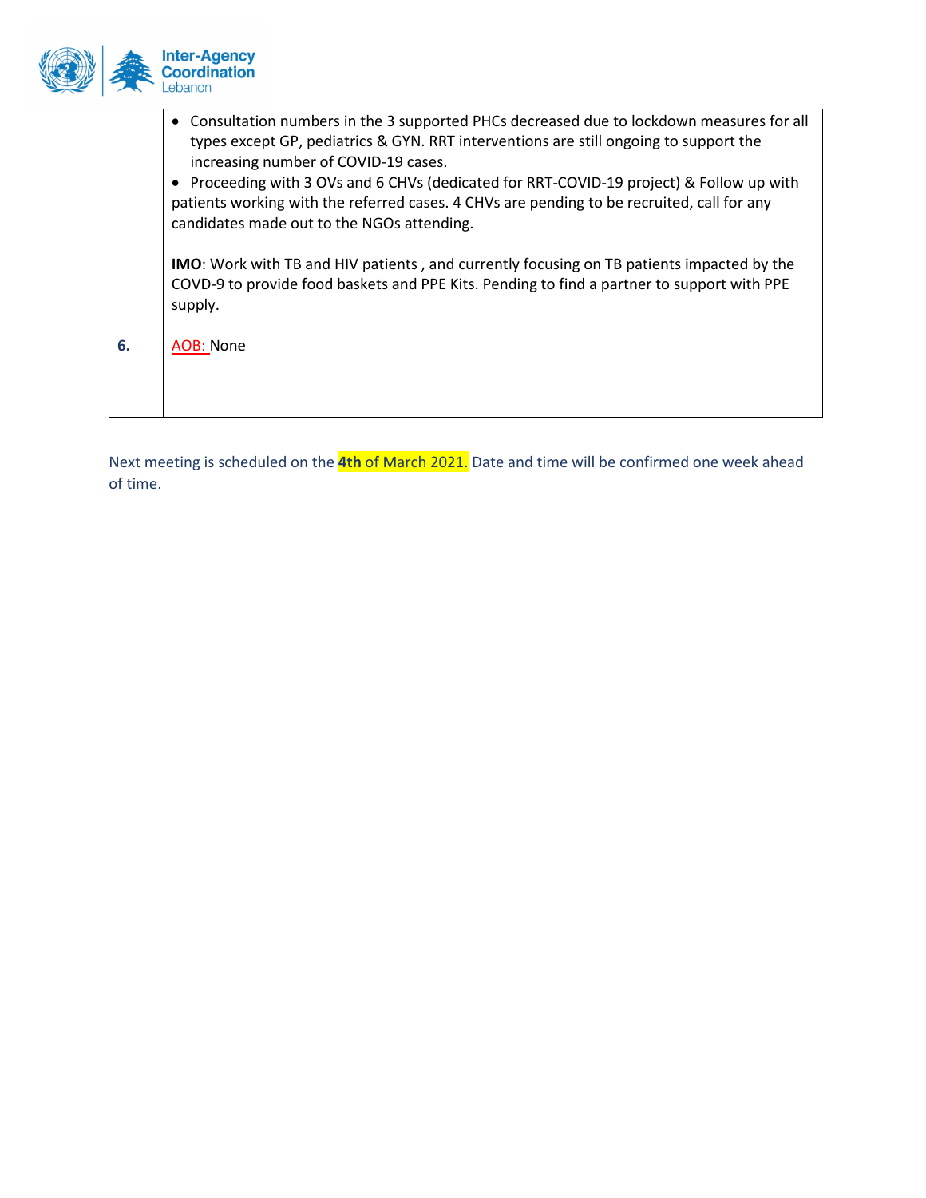| | |
|---|---|
| | • Consultation numbers in the 3 supported PHCs decreased due to lockdown measures for all types except GP, pediatrics & GYN. RRT interventions are still ongoing to support the increasing number of COVID-19 cases.<br>• Proceeding with 3 OVs and 6 CHVs (dedicated for RRT-COVID-19 project) & Follow up with patients working with the referred cases. 4 CHVs are pending to be recruited, call for any candidates made out to the NGOs attending.<br><br>**IMO**: Work with TB and HIV patients , and currently focusing on TB patients impacted by the COVD-9 to provide food baskets and PPE Kits. Pending to find a partner to support with PPE supply. |
| **6.** | AOB: None |

Next meeting is scheduled on the **4th** of March 2021. Date and time will be confirmed one week ahead of time.